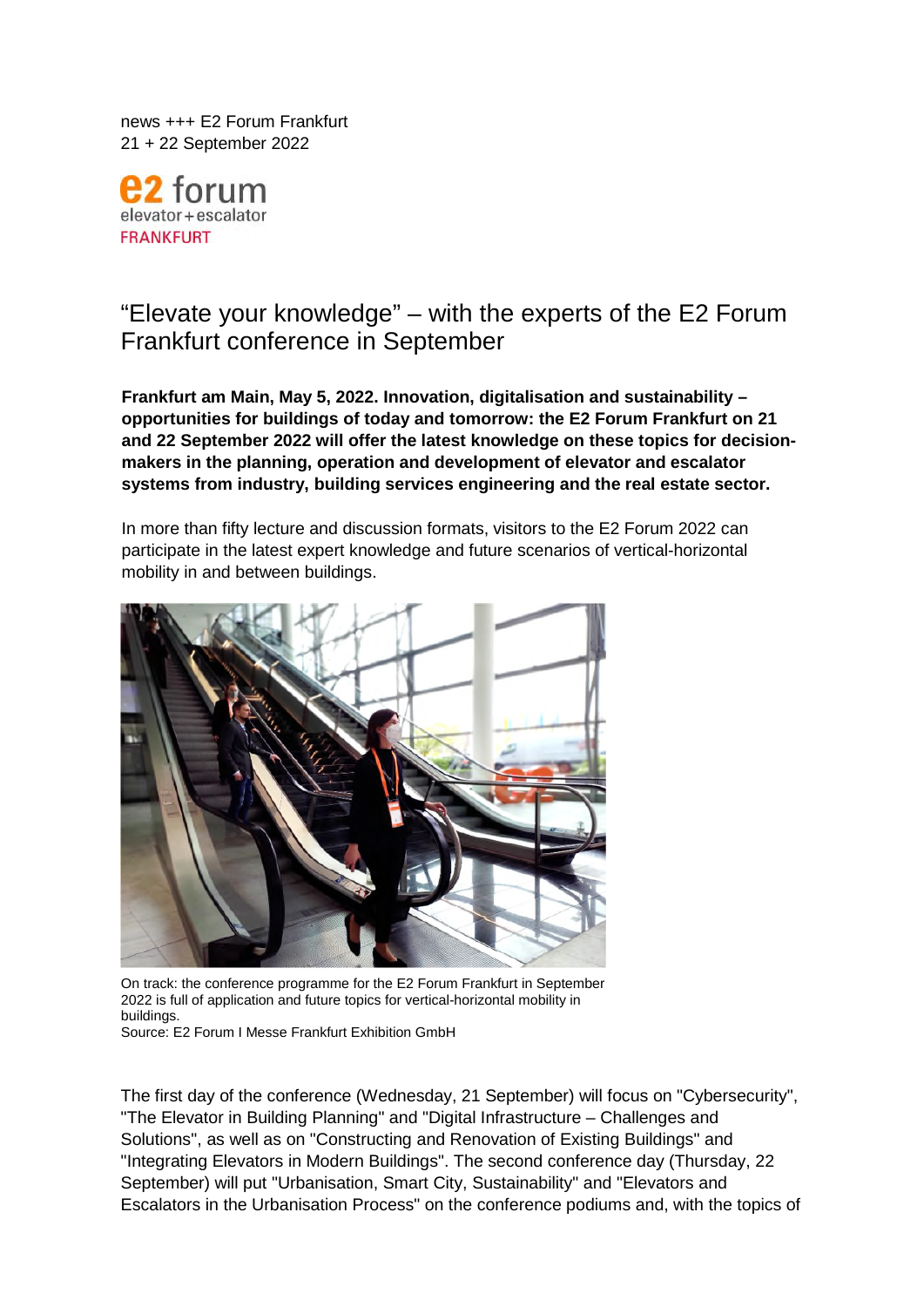news +++ E2 Forum Frankfurt
21 + 22 September 2022

e2 forum
elevator+escalator
FRANKFURT

# “Elevate your knowledge” – with the experts of the E2 Forum Frankfurt conference in September

**Frankfurt am Main, May 5, 2022. Innovation, digitalisation and sustainability – opportunities for buildings of today and tomorrow: the E2 Forum Frankfurt on 21 and 22 September 2022 will offer the latest knowledge on these topics for decision-makers in the planning, operation and development of elevator and escalator systems from industry, building services engineering and the real estate sector.**

In more than fifty lecture and discussion formats, visitors to the E2 Forum 2022 can participate in the latest expert knowledge and future scenarios of vertical-horizontal mobility in and between buildings.

On track: the conference programme for the E2 Forum Frankfurt in September 2022 is full of application and future topics for vertical-horizontal mobility in buildings.
Source: E2 Forum I Messe Frankfurt Exhibition GmbH

The first day of the conference (Wednesday, 21 September) will focus on "Cybersecurity", "The Elevator in Building Planning" and "Digital Infrastructure – Challenges and Solutions", as well as on "Constructing and Renovation of Existing Buildings" and "Integrating Elevators in Modern Buildings". The second conference day (Thursday, 22 September) will put "Urbanisation, Smart City, Sustainability" and "Elevators and Escalators in the Urbanisation Process" on the conference podiums and, with the topics of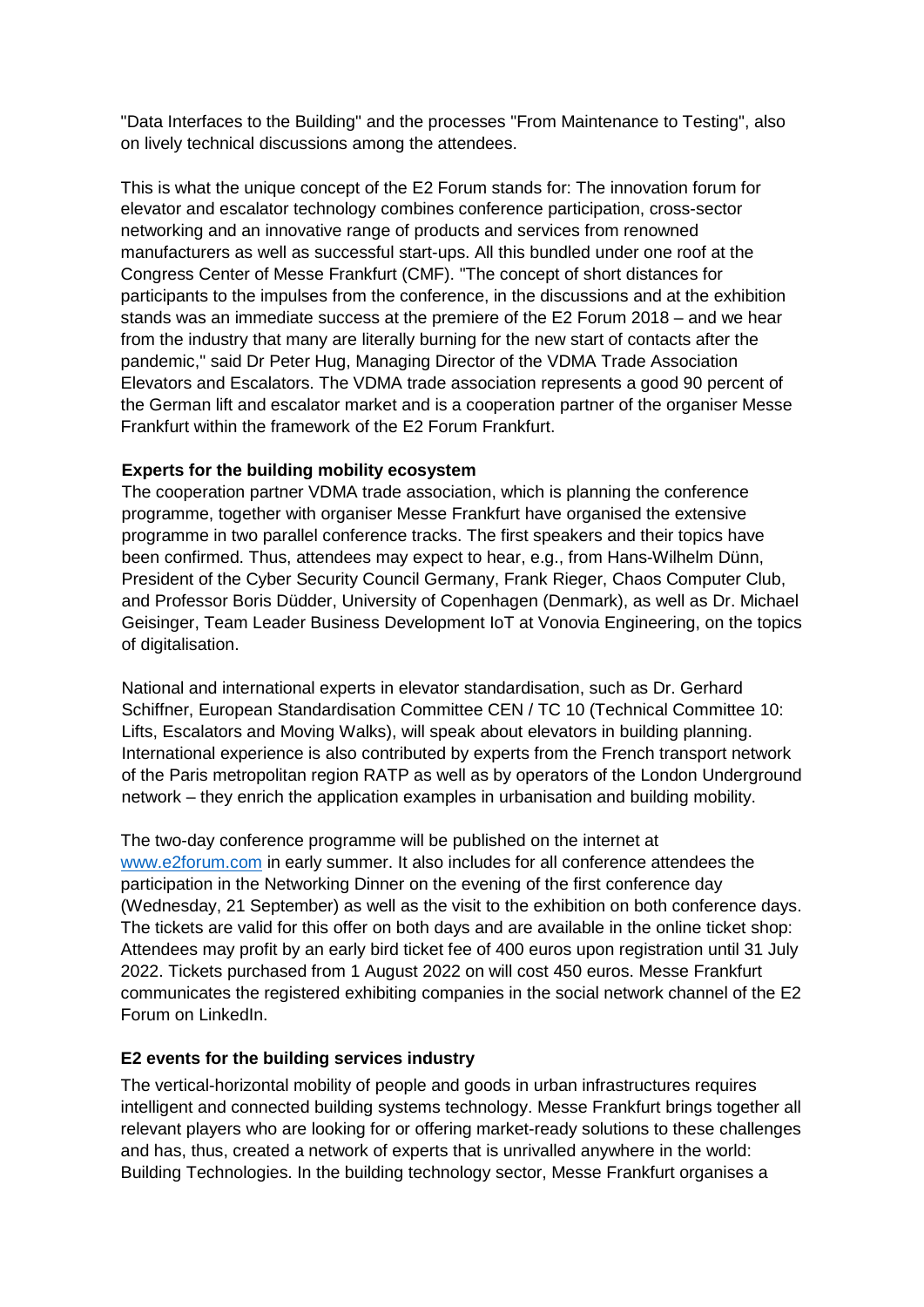"Data Interfaces to the Building" and the processes "From Maintenance to Testing", also on lively technical discussions among the attendees.

This is what the unique concept of the E2 Forum stands for: The innovation forum for elevator and escalator technology combines conference participation, cross-sector networking and an innovative range of products and services from renowned manufacturers as well as successful start-ups. All this bundled under one roof at the Congress Center of Messe Frankfurt (CMF). "The concept of short distances for participants to the impulses from the conference, in the discussions and at the exhibition stands was an immediate success at the premiere of the E2 Forum 2018 – and we hear from the industry that many are literally burning for the new start of contacts after the pandemic," said Dr Peter Hug, Managing Director of the VDMA Trade Association Elevators and Escalators. The VDMA trade association represents a good 90 percent of the German lift and escalator market and is a cooperation partner of the organiser Messe Frankfurt within the framework of the E2 Forum Frankfurt.

**Experts for the building mobility ecosystem**

The cooperation partner VDMA trade association, which is planning the conference programme, together with organiser Messe Frankfurt have organised the extensive programme in two parallel conference tracks. The first speakers and their topics have been confirmed. Thus, attendees may expect to hear, e.g., from Hans-Wilhelm Dünn, President of the Cyber Security Council Germany, Frank Rieger, Chaos Computer Club, and Professor Boris Düdder, University of Copenhagen (Denmark), as well as Dr. Michael Geisinger, Team Leader Business Development IoT at Vonovia Engineering, on the topics of digitalisation.

National and international experts in elevator standardisation, such as Dr. Gerhard Schiffner, European Standardisation Committee CEN / TC 10 (Technical Committee 10: Lifts, Escalators and Moving Walks), will speak about elevators in building planning. International experience is also contributed by experts from the French transport network of the Paris metropolitan region RATP as well as by operators of the London Underground network – they enrich the application examples in urbanisation and building mobility.

The two-day conference programme will be published on the internet at [www.e2forum.com](http://www.e2forum.com) in early summer. It also includes for all conference attendees the participation in the Networking Dinner on the evening of the first conference day (Wednesday, 21 September) as well as the visit to the exhibition on both conference days. The tickets are valid for this offer on both days and are available in the online ticket shop: Attendees may profit by an early bird ticket fee of 400 euros upon registration until 31 July 2022. Tickets purchased from 1 August 2022 on will cost 450 euros. Messe Frankfurt communicates the registered exhibiting companies in the social network channel of the E2 Forum on LinkedIn.

**E2 events for the building services industry**

The vertical-horizontal mobility of people and goods in urban infrastructures requires intelligent and connected building systems technology. Messe Frankfurt brings together all relevant players who are looking for or offering market-ready solutions to these challenges and has, thus, created a network of experts that is unrivalled anywhere in the world: Building Technologies. In the building technology sector, Messe Frankfurt organises a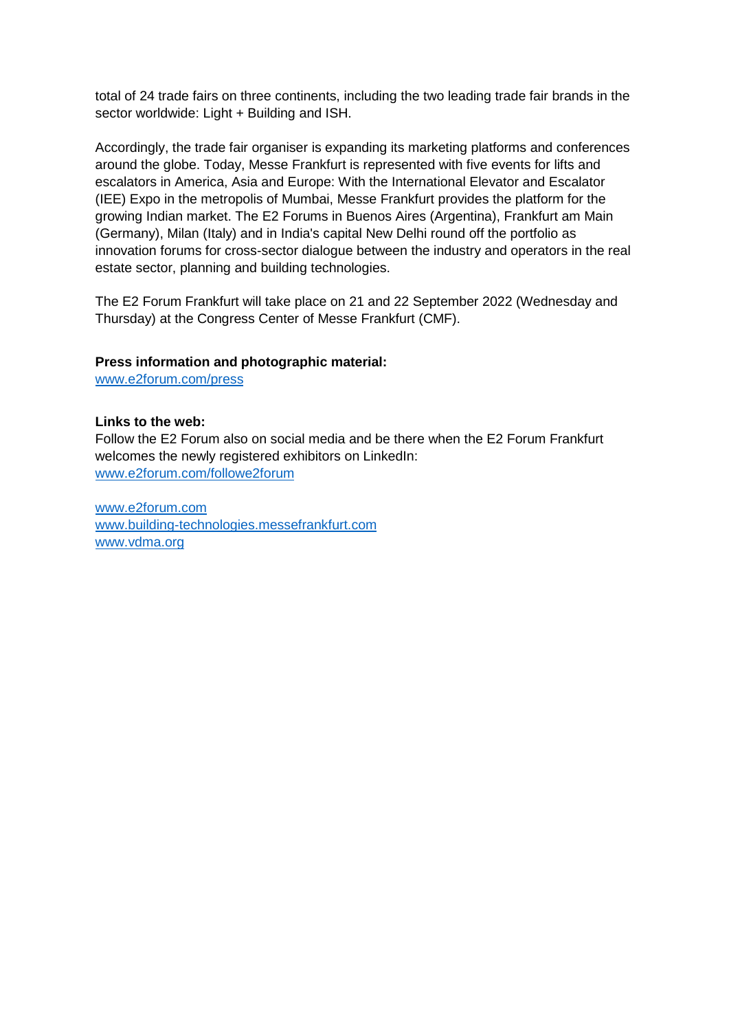total of 24 trade fairs on three continents, including the two leading trade fair brands in the sector worldwide: Light + Building and ISH.

Accordingly, the trade fair organiser is expanding its marketing platforms and conferences around the globe. Today, Messe Frankfurt is represented with five events for lifts and escalators in America, Asia and Europe: With the International Elevator and Escalator (IEE) Expo in the metropolis of Mumbai, Messe Frankfurt provides the platform for the growing Indian market. The E2 Forums in Buenos Aires (Argentina), Frankfurt am Main (Germany), Milan (Italy) and in India's capital New Delhi round off the portfolio as innovation forums for cross-sector dialogue between the industry and operators in the real estate sector, planning and building technologies.

The E2 Forum Frankfurt will take place on 21 and 22 September 2022 (Wednesday and Thursday) at the Congress Center of Messe Frankfurt (CMF).

**Press information and photographic material:**
www.e2forum.com/press

**Links to the web:**
Follow the E2 Forum also on social media and be there when the E2 Forum Frankfurt welcomes the newly registered exhibitors on LinkedIn:
www.e2forum.com/followe2forum

www.e2forum.com
www.building-technologies.messefrankfurt.com
www.vdma.org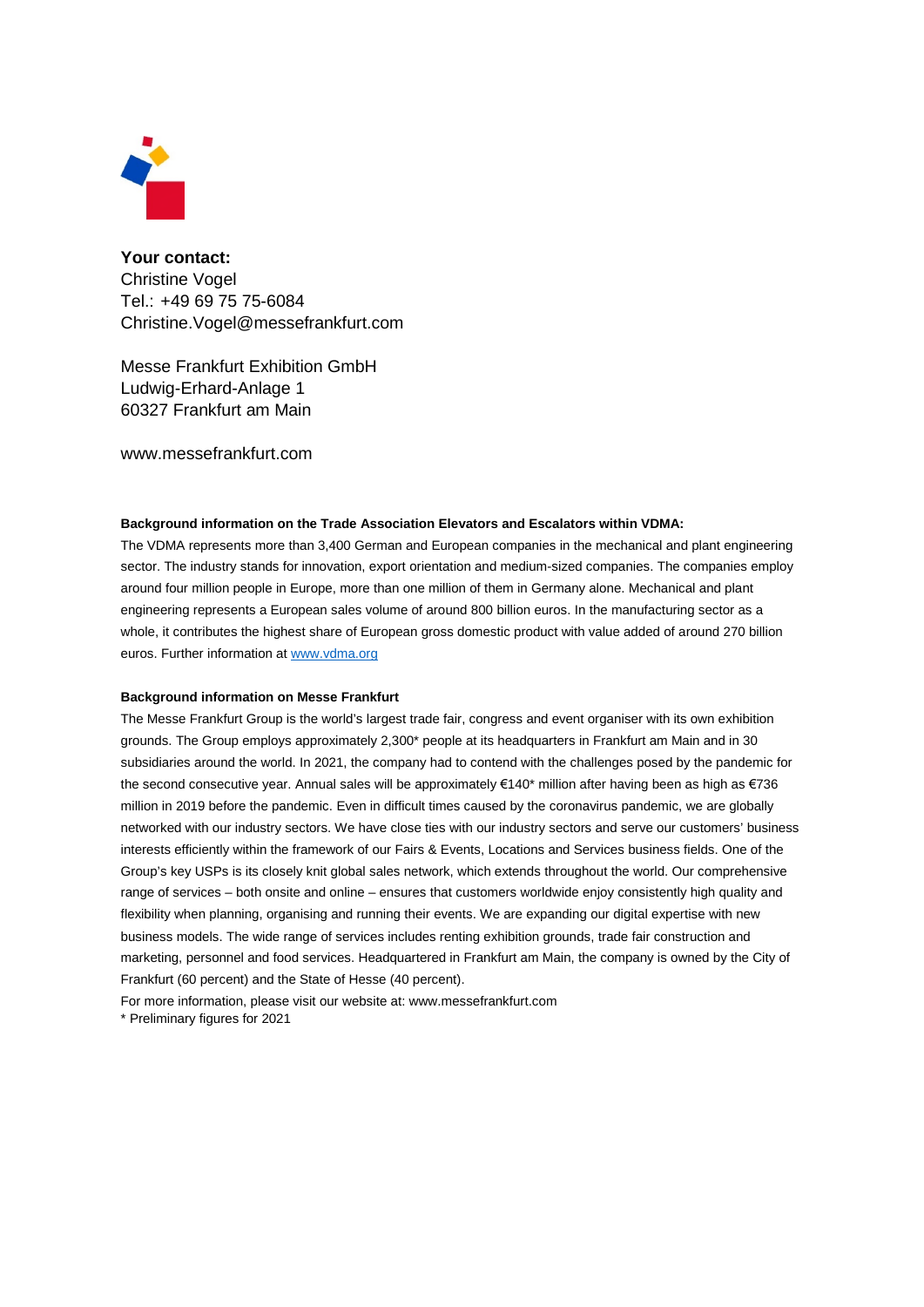**Your contact:**
Christine Vogel
Tel.: +49 69 75 75-6084
Christine.Vogel@messefrankfurt.com

Messe Frankfurt Exhibition GmbH
Ludwig-Erhard-Anlage 1
60327 Frankfurt am Main

www.messefrankfurt.com

**Background information on the Trade Association Elevators and Escalators within VDMA:**

The VDMA represents more than 3,400 German and European companies in the mechanical and plant engineering sector. The industry stands for innovation, export orientation and medium-sized companies. The companies employ around four million people in Europe, more than one million of them in Germany alone. Mechanical and plant engineering represents a European sales volume of around 800 billion euros. In the manufacturing sector as a whole, it contributes the highest share of European gross domestic product with value added of around 270 billion euros. Further information at [www.vdma.org](http://www.vdma.org)

**Background information on Messe Frankfurt**

The Messe Frankfurt Group is the world's largest trade fair, congress and event organiser with its own exhibition grounds. The Group employs approximately 2,300* people at its headquarters in Frankfurt am Main and in 30 subsidiaries around the world. In 2021, the company had to contend with the challenges posed by the pandemic for the second consecutive year. Annual sales will be approximately €140* million after having been as high as €736 million in 2019 before the pandemic. Even in difficult times caused by the coronavirus pandemic, we are globally networked with our industry sectors. We have close ties with our industry sectors and serve our customers' business interests efficiently within the framework of our Fairs & Events, Locations and Services business fields. One of the Group's key USPs is its closely knit global sales network, which extends throughout the world. Our comprehensive range of services – both onsite and online – ensures that customers worldwide enjoy consistently high quality and flexibility when planning, organising and running their events. We are expanding our digital expertise with new business models. The wide range of services includes renting exhibition grounds, trade fair construction and marketing, personnel and food services. Headquartered in Frankfurt am Main, the company is owned by the City of Frankfurt (60 percent) and the State of Hesse (40 percent).

For more information, please visit our website at: www.messefrankfurt.com

* Preliminary figures for 2021